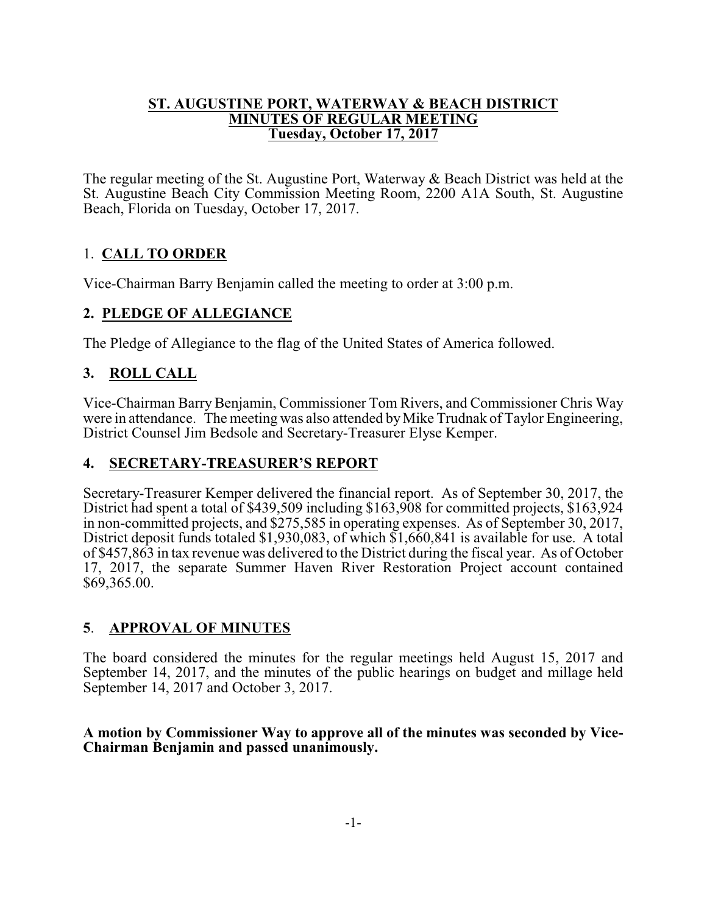# ST. AUGUSTINE PORT, WATERWAY & BEACH DISTRICT
## MINUTES OF REGULAR MEETING
### Tuesday, October 17, 2017

The regular meeting of the St. Augustine Port, Waterway & Beach District was held at the St. Augustine Beach City Commission Meeting Room, 2200 A1A South, St. Augustine Beach, Florida on Tuesday, October 17, 2017.

## 1. CALL TO ORDER

Vice-Chairman Barry Benjamin called the meeting to order at 3:00 p.m.

## 2. PLEDGE OF ALLEGIANCE

The Pledge of Allegiance to the flag of the United States of America followed.

## 3. ROLL CALL

Vice-Chairman Barry Benjamin, Commissioner Tom Rivers, and Commissioner Chris Way were in attendance. The meeting was also attended by Mike Trudnak of Taylor Engineering, District Counsel Jim Bedsole and Secretary-Treasurer Elyse Kemper.

## 4. SECRETARY-TREASURER'S REPORT

Secretary-Treasurer Kemper delivered the financial report. As of September 30, 2017, the District had spent a total of $439,509 including $163,908 for committed projects, $163,924 in non-committed projects, and $275,585 in operating expenses. As of September 30, 2017, District deposit funds totaled $1,930,083, of which $1,660,841 is available for use. A total of $457,863 in tax revenue was delivered to the District during the fiscal year. As of October 17, 2017, the separate Summer Haven River Restoration Project account contained $69,365.00.

## 5. APPROVAL OF MINUTES

The board considered the minutes for the regular meetings held August 15, 2017 and September 14, 2017, and the minutes of the public hearings on budget and millage held September 14, 2017 and October 3, 2017.

**A motion by Commissioner Way to approve all of the minutes was seconded by Vice-Chairman Benjamin and passed unanimously.**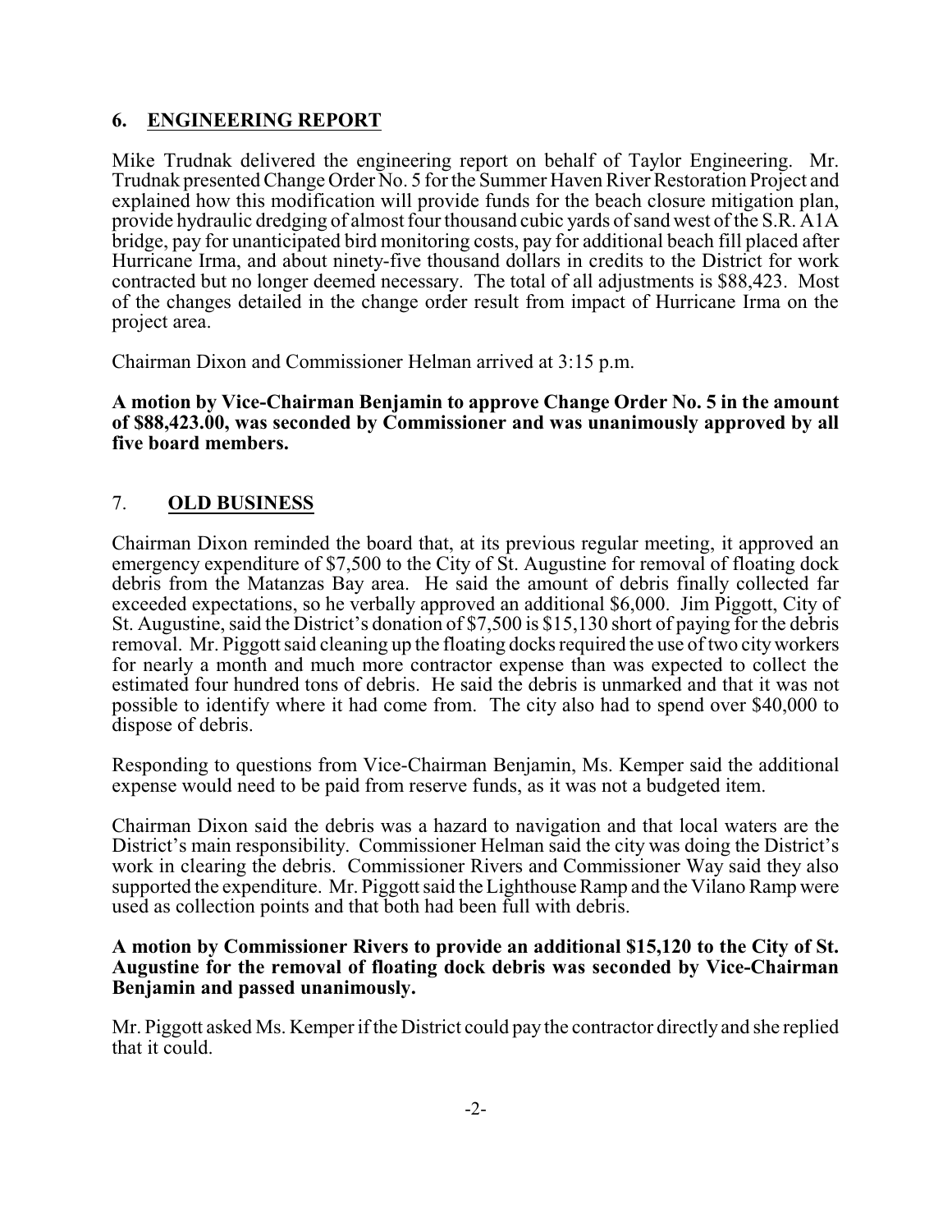## 6. ENGINEERING REPORT

Mike Trudnak delivered the engineering report on behalf of Taylor Engineering. Mr. Trudnak presented Change Order No. 5 for the Summer Haven River Restoration Project and explained how this modification will provide funds for the beach closure mitigation plan, provide hydraulic dredging of almost four thousand cubic yards of sand west of the S.R. A1A bridge, pay for unanticipated bird monitoring costs, pay for additional beach fill placed after Hurricane Irma, and about ninety-five thousand dollars in credits to the District for work contracted but no longer deemed necessary. The total of all adjustments is $88,423. Most of the changes detailed in the change order result from impact of Hurricane Irma on the project area.

Chairman Dixon and Commissioner Helman arrived at 3:15 p.m.

**A motion by Vice-Chairman Benjamin to approve Change Order No. 5 in the amount of $88,423.00, was seconded by Commissioner and was unanimously approved by all five board members.**

## 7. OLD BUSINESS

Chairman Dixon reminded the board that, at its previous regular meeting, it approved an emergency expenditure of $7,500 to the City of St. Augustine for removal of floating dock debris from the Matanzas Bay area. He said the amount of debris finally collected far exceeded expectations, so he verbally approved an additional $6,000. Jim Piggott, City of St. Augustine, said the District's donation of $7,500 is $15,130 short of paying for the debris removal. Mr. Piggott said cleaning up the floating docks required the use of two city workers for nearly a month and much more contractor expense than was expected to collect the estimated four hundred tons of debris. He said the debris is unmarked and that it was not possible to identify where it had come from. The city also had to spend over $40,000 to dispose of debris.

Responding to questions from Vice-Chairman Benjamin, Ms. Kemper said the additional expense would need to be paid from reserve funds, as it was not a budgeted item.

Chairman Dixon said the debris was a hazard to navigation and that local waters are the District's main responsibility. Commissioner Helman said the city was doing the District's work in clearing the debris. Commissioner Rivers and Commissioner Way said they also supported the expenditure. Mr. Piggott said the Lighthouse Ramp and the Vilano Ramp were used as collection points and that both had been full with debris.

**A motion by Commissioner Rivers to provide an additional $15,120 to the City of St. Augustine for the removal of floating dock debris was seconded by Vice-Chairman Benjamin and passed unanimously.**

Mr. Piggott asked Ms. Kemper if the District could pay the contractor directly and she replied that it could.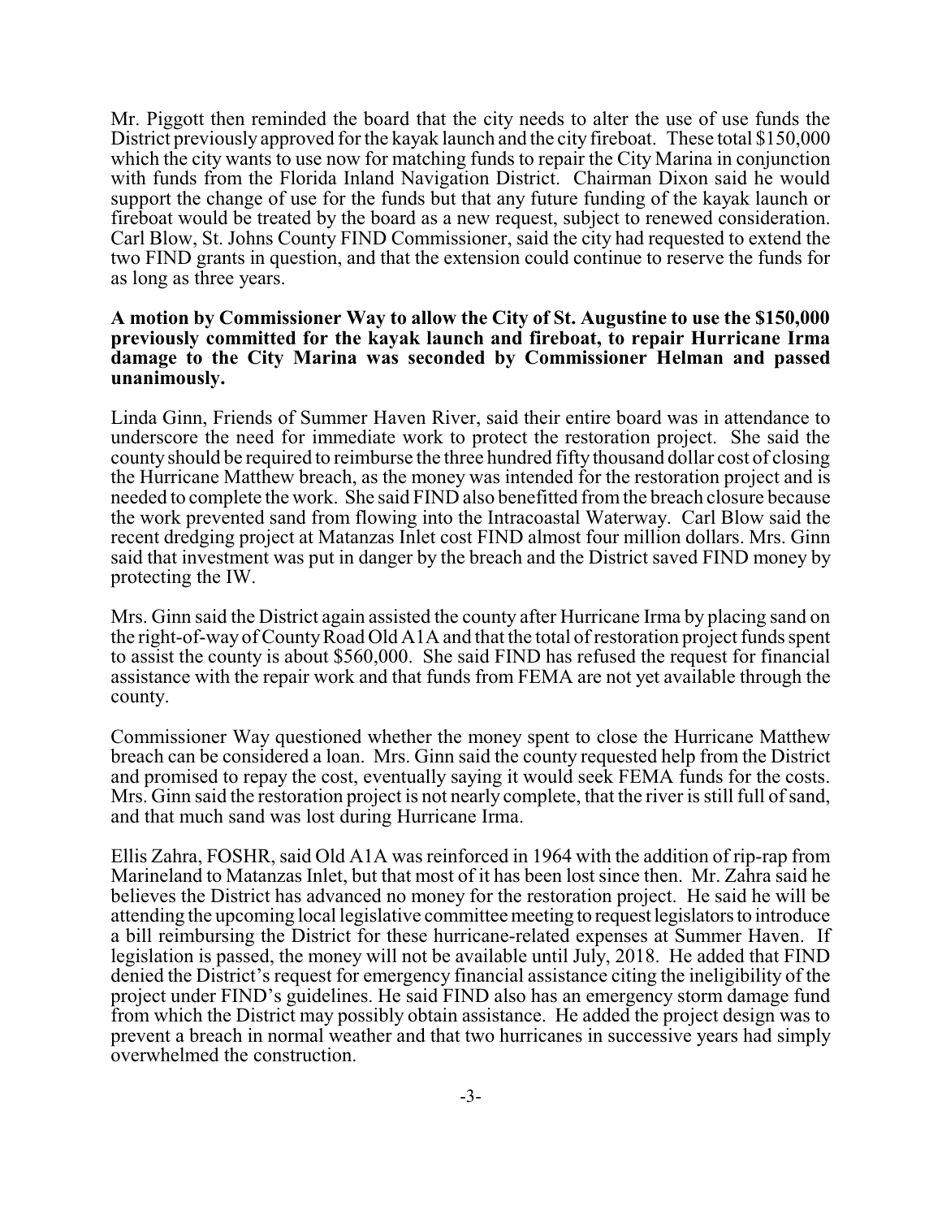Mr. Piggott then reminded the board that the city needs to alter the use of use funds the District previously approved for the kayak launch and the city fireboat. These total $150,000 which the city wants to use now for matching funds to repair the City Marina in conjunction with funds from the Florida Inland Navigation District. Chairman Dixon said he would support the change of use for the funds but that any future funding of the kayak launch or fireboat would be treated by the board as a new request, subject to renewed consideration. Carl Blow, St. Johns County FIND Commissioner, said the city had requested to extend the two FIND grants in question, and that the extension could continue to reserve the funds for as long as three years.

**A motion by Commissioner Way to allow the City of St. Augustine to use the $150,000 previously committed for the kayak launch and fireboat, to repair Hurricane Irma damage to the City Marina was seconded by Commissioner Helman and passed unanimously.**

Linda Ginn, Friends of Summer Haven River, said their entire board was in attendance to underscore the need for immediate work to protect the restoration project. She said the county should be required to reimburse the three hundred fifty thousand dollar cost of closing the Hurricane Matthew breach, as the money was intended for the restoration project and is needed to complete the work. She said FIND also benefitted from the breach closure because the work prevented sand from flowing into the Intracoastal Waterway. Carl Blow said the recent dredging project at Matanzas Inlet cost FIND almost four million dollars. Mrs. Ginn said that investment was put in danger by the breach and the District saved FIND money by protecting the IW.

Mrs. Ginn said the District again assisted the county after Hurricane Irma by placing sand on the right-of-way of County Road Old A1A and that the total of restoration project funds spent to assist the county is about $560,000. She said FIND has refused the request for financial assistance with the repair work and that funds from FEMA are not yet available through the county.

Commissioner Way questioned whether the money spent to close the Hurricane Matthew breach can be considered a loan. Mrs. Ginn said the county requested help from the District and promised to repay the cost, eventually saying it would seek FEMA funds for the costs. Mrs. Ginn said the restoration project is not nearly complete, that the river is still full of sand, and that much sand was lost during Hurricane Irma.

Ellis Zahra, FOSHR, said Old A1A was reinforced in 1964 with the addition of rip-rap from Marineland to Matanzas Inlet, but that most of it has been lost since then. Mr. Zahra said he believes the District has advanced no money for the restoration project. He said he will be attending the upcoming local legislative committee meeting to request legislators to introduce a bill reimbursing the District for these hurricane-related expenses at Summer Haven. If legislation is passed, the money will not be available until July, 2018. He added that FIND denied the District's request for emergency financial assistance citing the ineligibility of the project under FIND's guidelines. He said FIND also has an emergency storm damage fund from which the District may possibly obtain assistance. He added the project design was to prevent a breach in normal weather and that two hurricanes in successive years had simply overwhelmed the construction.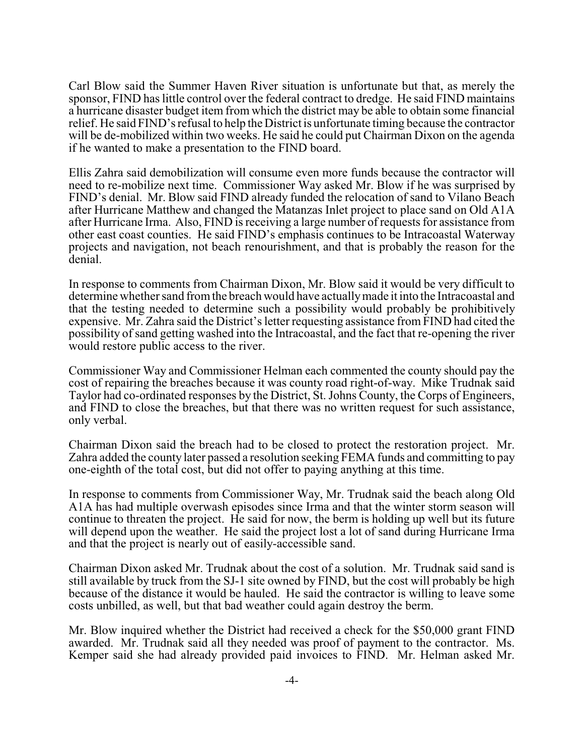Carl Blow said the Summer Haven River situation is unfortunate but that, as merely the sponsor, FIND has little control over the federal contract to dredge. He said FIND maintains a hurricane disaster budget item from which the district may be able to obtain some financial relief. He said FIND's refusal to help the District is unfortunate timing because the contractor will be de-mobilized within two weeks. He said he could put Chairman Dixon on the agenda if he wanted to make a presentation to the FIND board.

Ellis Zahra said demobilization will consume even more funds because the contractor will need to re-mobilize next time. Commissioner Way asked Mr. Blow if he was surprised by FIND's denial. Mr. Blow said FIND already funded the relocation of sand to Vilano Beach after Hurricane Matthew and changed the Matanzas Inlet project to place sand on Old A1A after Hurricane Irma. Also, FIND is receiving a large number of requests for assistance from other east coast counties. He said FIND's emphasis continues to be Intracoastal Waterway projects and navigation, not beach renourishment, and that is probably the reason for the denial.

In response to comments from Chairman Dixon, Mr. Blow said it would be very difficult to determine whether sand from the breach would have actually made it into the Intracoastal and that the testing needed to determine such a possibility would probably be prohibitively expensive. Mr. Zahra said the District's letter requesting assistance from FIND had cited the possibility of sand getting washed into the Intracoastal, and the fact that re-opening the river would restore public access to the river.

Commissioner Way and Commissioner Helman each commented the county should pay the cost of repairing the breaches because it was county road right-of-way. Mike Trudnak said Taylor had co-ordinated responses by the District, St. Johns County, the Corps of Engineers, and FIND to close the breaches, but that there was no written request for such assistance, only verbal.

Chairman Dixon said the breach had to be closed to protect the restoration project. Mr. Zahra added the county later passed a resolution seeking FEMA funds and committing to pay one-eighth of the total cost, but did not offer to paying anything at this time.

In response to comments from Commissioner Way, Mr. Trudnak said the beach along Old A1A has had multiple overwash episodes since Irma and that the winter storm season will continue to threaten the project. He said for now, the berm is holding up well but its future will depend upon the weather. He said the project lost a lot of sand during Hurricane Irma and that the project is nearly out of easily-accessible sand.

Chairman Dixon asked Mr. Trudnak about the cost of a solution. Mr. Trudnak said sand is still available by truck from the SJ-1 site owned by FIND, but the cost will probably be high because of the distance it would be hauled. He said the contractor is willing to leave some costs unbilled, as well, but that bad weather could again destroy the berm.

Mr. Blow inquired whether the District had received a check for the $50,000 grant FIND awarded. Mr. Trudnak said all they needed was proof of payment to the contractor. Ms. Kemper said she had already provided paid invoices to FIND. Mr. Helman asked Mr.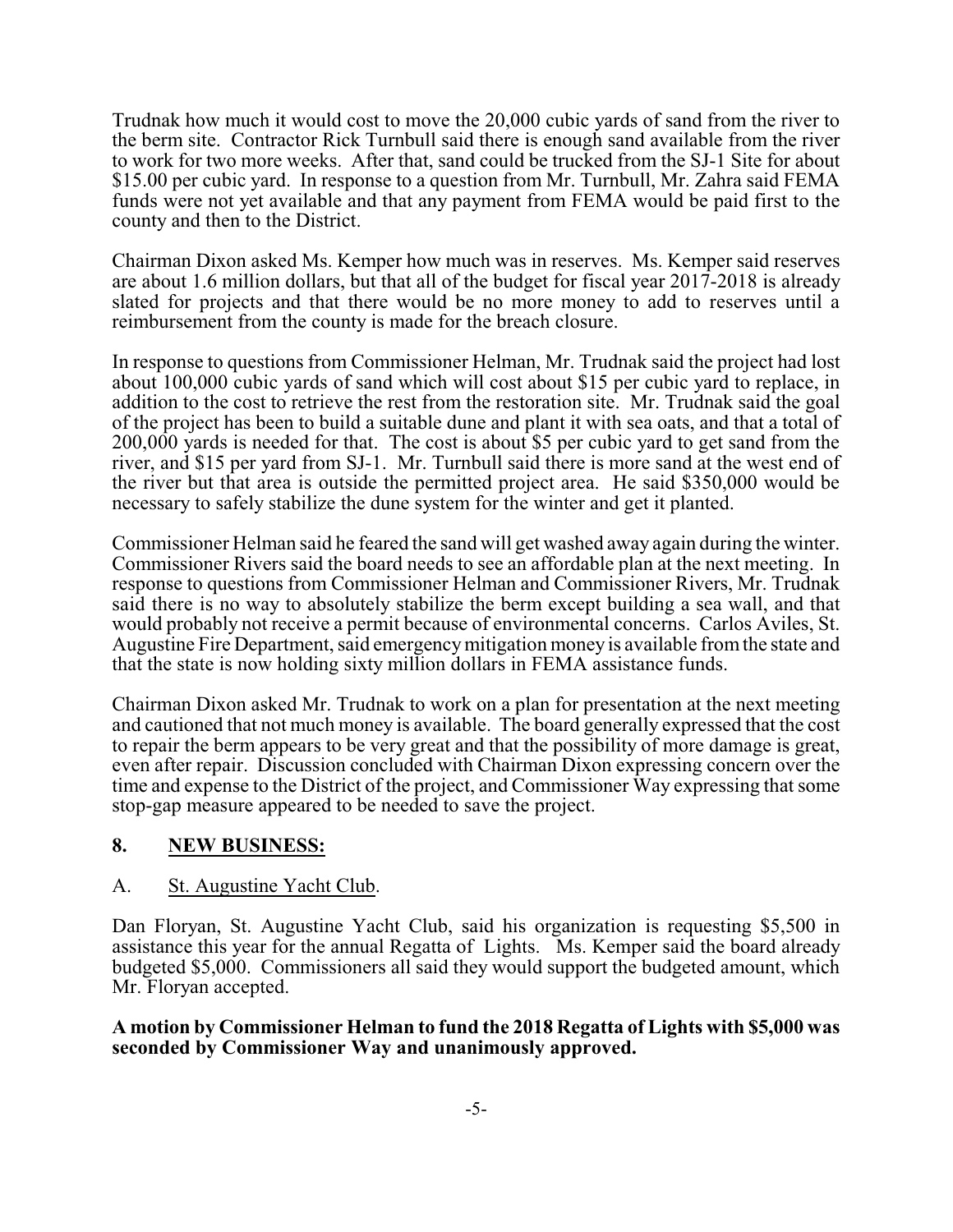Trudnak how much it would cost to move the 20,000 cubic yards of sand from the river to the berm site. Contractor Rick Turnbull said there is enough sand available from the river to work for two more weeks. After that, sand could be trucked from the SJ-1 Site for about $15.00 per cubic yard. In response to a question from Mr. Turnbull, Mr. Zahra said FEMA funds were not yet available and that any payment from FEMA would be paid first to the county and then to the District.

Chairman Dixon asked Ms. Kemper how much was in reserves. Ms. Kemper said reserves are about 1.6 million dollars, but that all of the budget for fiscal year 2017-2018 is already slated for projects and that there would be no more money to add to reserves until a reimbursement from the county is made for the breach closure.

In response to questions from Commissioner Helman, Mr. Trudnak said the project had lost about 100,000 cubic yards of sand which will cost about $15 per cubic yard to replace, in addition to the cost to retrieve the rest from the restoration site. Mr. Trudnak said the goal of the project has been to build a suitable dune and plant it with sea oats, and that a total of 200,000 yards is needed for that. The cost is about $5 per cubic yard to get sand from the river, and $15 per yard from SJ-1. Mr. Turnbull said there is more sand at the west end of the river but that area is outside the permitted project area. He said $350,000 would be necessary to safely stabilize the dune system for the winter and get it planted.

Commissioner Helman said he feared the sand will get washed away again during the winter. Commissioner Rivers said the board needs to see an affordable plan at the next meeting. In response to questions from Commissioner Helman and Commissioner Rivers, Mr. Trudnak said there is no way to absolutely stabilize the berm except building a sea wall, and that would probably not receive a permit because of environmental concerns. Carlos Aviles, St. Augustine Fire Department, said emergency mitigation money is available from the state and that the state is now holding sixty million dollars in FEMA assistance funds.

Chairman Dixon asked Mr. Trudnak to work on a plan for presentation at the next meeting and cautioned that not much money is available. The board generally expressed that the cost to repair the berm appears to be very great and that the possibility of more damage is great, even after repair. Discussion concluded with Chairman Dixon expressing concern over the time and expense to the District of the project, and Commissioner Way expressing that some stop-gap measure appeared to be needed to save the project.

## 8. NEW BUSINESS:

A. St. Augustine Yacht Club.

Dan Floryan, St. Augustine Yacht Club, said his organization is requesting $5,500 in assistance this year for the annual Regatta of Lights. Ms. Kemper said the board already budgeted $5,000. Commissioners all said they would support the budgeted amount, which Mr. Floryan accepted.

**A motion by Commissioner Helman to fund the 2018 Regatta of Lights with $5,000 was seconded by Commissioner Way and unanimously approved.**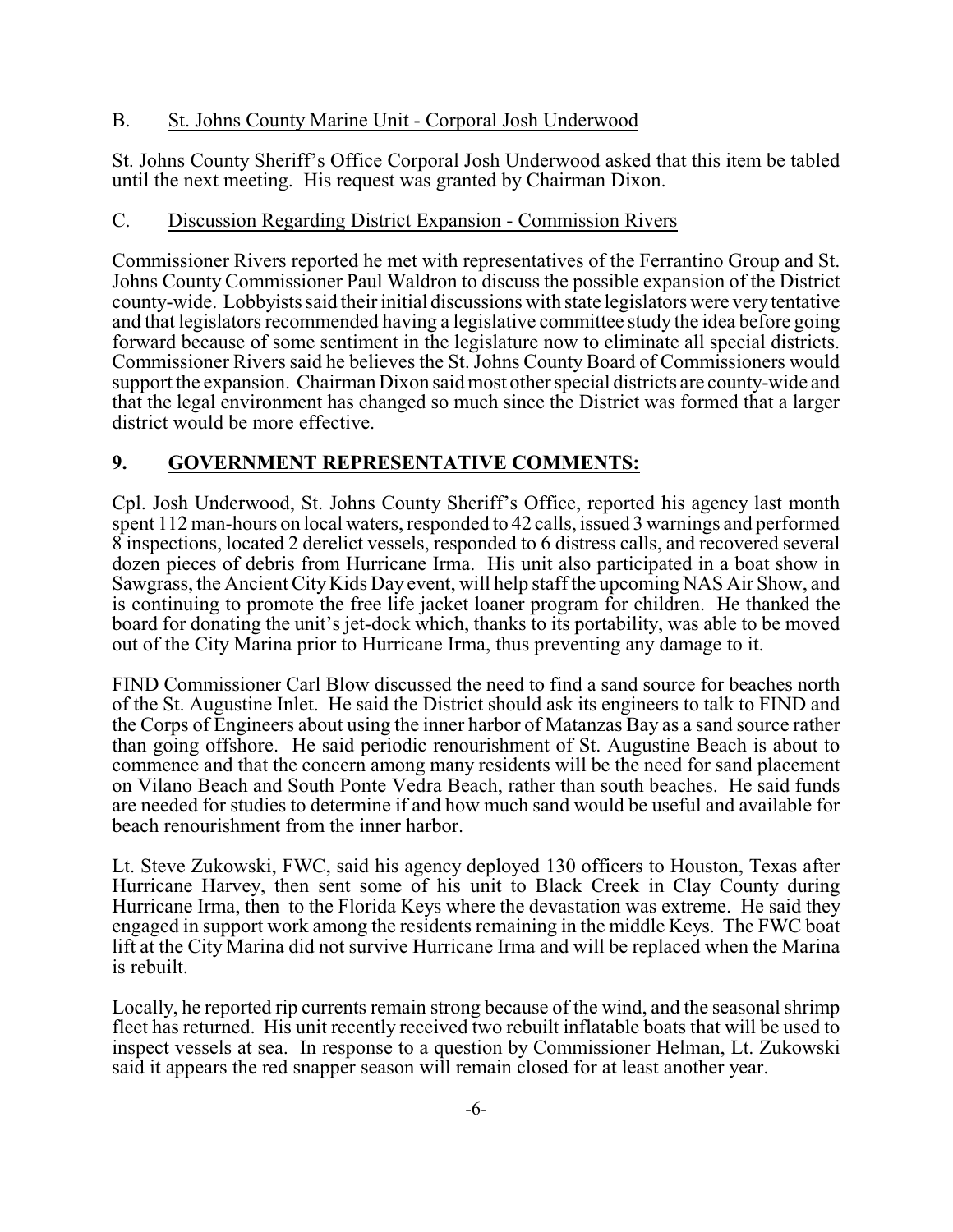B. St. Johns County Marine Unit - Corporal Josh Underwood

St. Johns County Sheriff's Office Corporal Josh Underwood asked that this item be tabled until the next meeting. His request was granted by Chairman Dixon.

C. Discussion Regarding District Expansion - Commission Rivers

Commissioner Rivers reported he met with representatives of the Ferrantino Group and St. Johns County Commissioner Paul Waldron to discuss the possible expansion of the District county-wide. Lobbyists said their initial discussions with state legislators were very tentative and that legislators recommended having a legislative committee study the idea before going forward because of some sentiment in the legislature now to eliminate all special districts. Commissioner Rivers said he believes the St. Johns County Board of Commissioners would support the expansion. Chairman Dixon said most other special districts are county-wide and that the legal environment has changed so much since the District was formed that a larger district would be more effective.

## 9. GOVERNMENT REPRESENTATIVE COMMENTS:

Cpl. Josh Underwood, St. Johns County Sheriff's Office, reported his agency last month spent 112 man-hours on local waters, responded to 42 calls, issued 3 warnings and performed 8 inspections, located 2 derelict vessels, responded to 6 distress calls, and recovered several dozen pieces of debris from Hurricane Irma. His unit also participated in a boat show in Sawgrass, the Ancient City Kids Day event, will help staff the upcoming NAS Air Show, and is continuing to promote the free life jacket loaner program for children. He thanked the board for donating the unit's jet-dock which, thanks to its portability, was able to be moved out of the City Marina prior to Hurricane Irma, thus preventing any damage to it.

FIND Commissioner Carl Blow discussed the need to find a sand source for beaches north of the St. Augustine Inlet. He said the District should ask its engineers to talk to FIND and the Corps of Engineers about using the inner harbor of Matanzas Bay as a sand source rather than going offshore. He said periodic renourishment of St. Augustine Beach is about to commence and that the concern among many residents will be the need for sand placement on Vilano Beach and South Ponte Vedra Beach, rather than south beaches. He said funds are needed for studies to determine if and how much sand would be useful and available for beach renourishment from the inner harbor.

Lt. Steve Zukowski, FWC, said his agency deployed 130 officers to Houston, Texas after Hurricane Harvey, then sent some of his unit to Black Creek in Clay County during Hurricane Irma, then to the Florida Keys where the devastation was extreme. He said they engaged in support work among the residents remaining in the middle Keys. The FWC boat lift at the City Marina did not survive Hurricane Irma and will be replaced when the Marina is rebuilt.

Locally, he reported rip currents remain strong because of the wind, and the seasonal shrimp fleet has returned. His unit recently received two rebuilt inflatable boats that will be used to inspect vessels at sea. In response to a question by Commissioner Helman, Lt. Zukowski said it appears the red snapper season will remain closed for at least another year.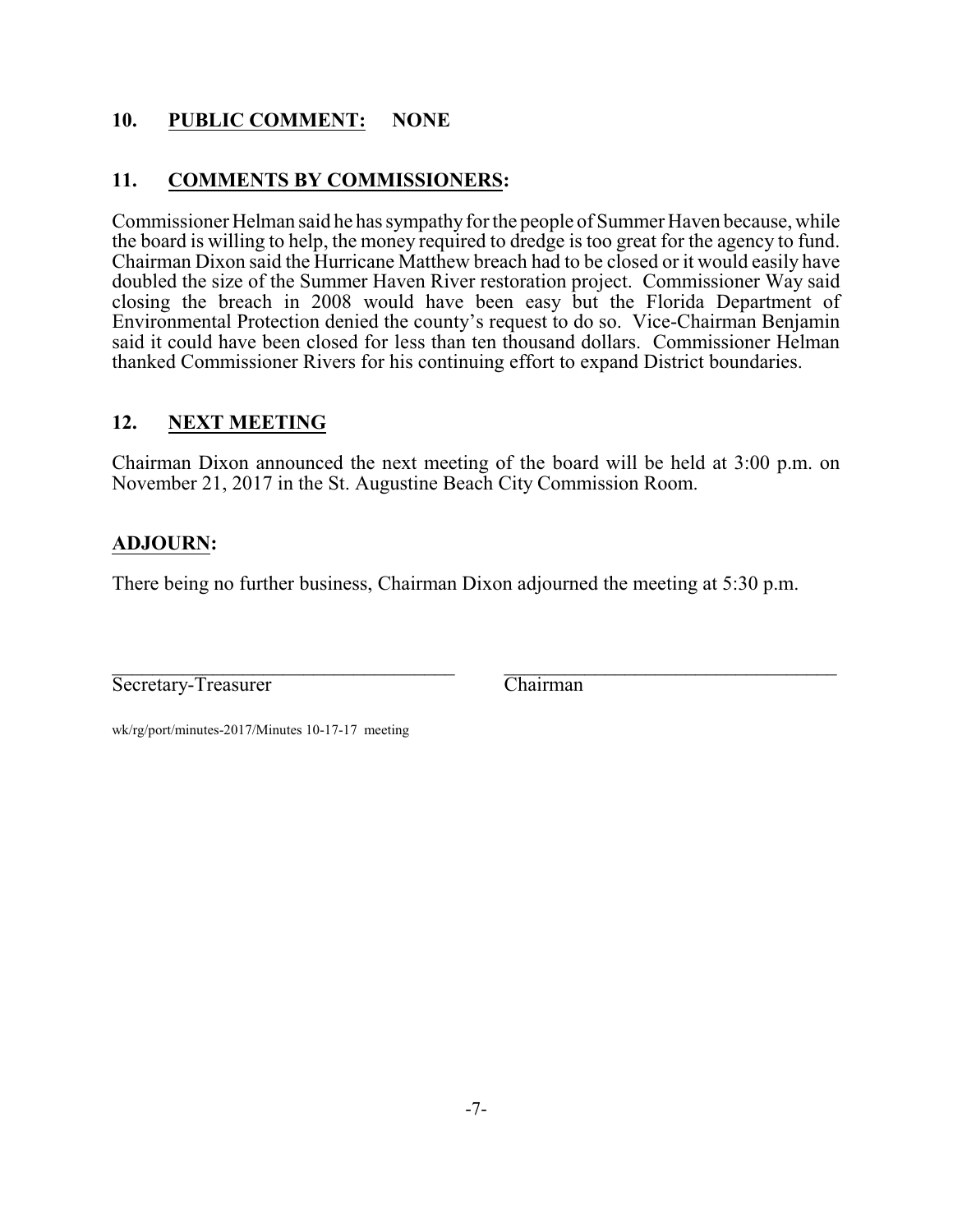## 10. PUBLIC COMMENT: NONE

## 11. COMMENTS BY COMMISSIONERS:

Commissioner Helman said he has sympathy for the people of Summer Haven because, while the board is willing to help, the money required to dredge is too great for the agency to fund. Chairman Dixon said the Hurricane Matthew breach had to be closed or it would easily have doubled the size of the Summer Haven River restoration project. Commissioner Way said closing the breach in 2008 would have been easy but the Florida Department of Environmental Protection denied the county's request to do so. Vice-Chairman Benjamin said it could have been closed for less than ten thousand dollars. Commissioner Helman thanked Commissioner Rivers for his continuing effort to expand District boundaries.

## 12. NEXT MEETING

Chairman Dixon announced the next meeting of the board will be held at 3:00 p.m. on November 21, 2017 in the St. Augustine Beach City Commission Room.

## ADJOURN:

There being no further business, Chairman Dixon adjourned the meeting at 5:30 p.m.

\_\_\_\_\_\_\_\_\_\_\_\_\_\_\_\_\_\_\_\_\_\_\_\_\_\_\_\_\_\_\_\_\_\_\_\_ \_\_\_\_\_\_\_\_\_\_\_\_\_\_\_\_\_\_\_\_\_\_\_\_\_\_\_\_\_\_\_\_\_\_\_\_

Secretary-Treasurer Chairman

wk/rg/port/minutes-2017/Minutes 10-17-17 meeting